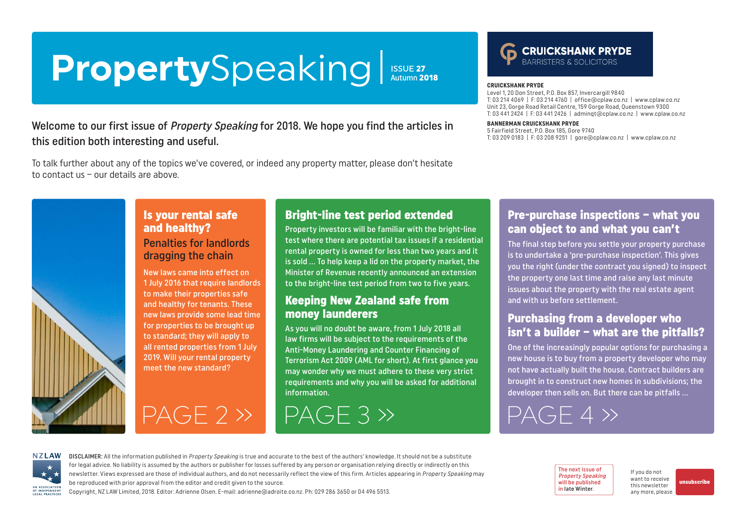# PropertySpeaking

ISSUE **27**
Autumn **2018**

**CRUICKSHANK PRYDE**
BARRISTERS & SOLICITORS

**CRUICKSHANK PRYDE**
Level 1, 20 Don Street, P.O. Box 857, Invercargill 9840
T: 03 214 4069 | F: 03 214 4760 | office@cplaw.co.nz | www.cplaw.co.nz
Unit 23, Gorge Road Retail Centre, 159 Gorge Road, Queenstown 9300
T: 03 441 2424 | F: 03 441 2426 | adminqt@cplaw.co.nz | www.cplaw.co.nz

**BANNERMAN CRUICKSHANK PRYDE**
5 Fairfield Street, P.O. Box 185, Gore 9740
T: 03 209 0183 | F: 03 208 9251 | gore@cplaw.co.nz | www.cplaw.co.nz

Welcome to our first issue of *Property Speaking* for 2018. We hope you find the articles in this edition both interesting and useful.

To talk further about any of the topics we've covered, or indeed any property matter, please don't hesitate to contact us – our details are above.

## Is your rental safe and healthy?

### Penalties for landlords dragging the chain

New laws came into effect on 1 July 2016 that require landlords to make their properties safe and healthy for tenants. These new laws provide some lead time for properties to be brought up to standard; they will apply to all rented properties from 1 July 2019. Will your rental property meet the new standard?

PAGE 2 »

## Bright-line test period extended

Property investors will be familiar with the bright-line test where there are potential tax issues if a residential rental property is owned for less than two years and it is sold ... To help keep a lid on the property market, the Minister of Revenue recently announced an extension to the bright-line test period from two to five years.

## Keeping New Zealand safe from money launderers

As you will no doubt be aware, from 1 July 2018 all law firms will be subject to the requirements of the Anti-Money Laundering and Counter Financing of Terrorism Act 2009 (AML for short). At first glance you may wonder why we must adhere to these very strict requirements and why you will be asked for additional information.

PAGE 3 »

## Pre-purchase inspections – what you can object to and what you can't

The final step before you settle your property purchase is to undertake a 'pre-purchase inspection'. This gives you the right (under the contract you signed) to inspect the property one last time and raise any last minute issues about the property with the real estate agent and with us before settlement.

## Purchasing from a developer who isn't a builder – what are the pitfalls?

One of the increasingly popular options for purchasing a new house is to buy from a property developer who may not have actually built the house. Contract builders are brought in to construct new homes in subdivisions; the developer then sells on. But there can be pitfalls ...

PAGE 4 »

NZLAW
AN ASSOCIATION OF INDEPENDENT LEGAL PRACTICES

DISCLAIMER: All the information published in *Property Speaking* is true and accurate to the best of the authors' knowledge. It should not be a substitute for legal advice. No liability is assumed by the authors or publisher for losses suffered by any person or organisation relying directly or indirectly on this newsletter. Views expressed are those of individual authors, and do not necessarily reflect the view of this firm. Articles appearing in *Property Speaking* may be reproduced with prior approval from the editor and credit given to the source.
Copyright, NZ LAW Limited, 2018. Editor: Adrienne Olsen. E-mail: adrienne@adroite.co.nz. Ph: 029 286 3650 or 04 496 5513.

The next issue of *Property Speaking* will be published in late Winter.

If you do not want to receive this newsletter any more, please unsubscribe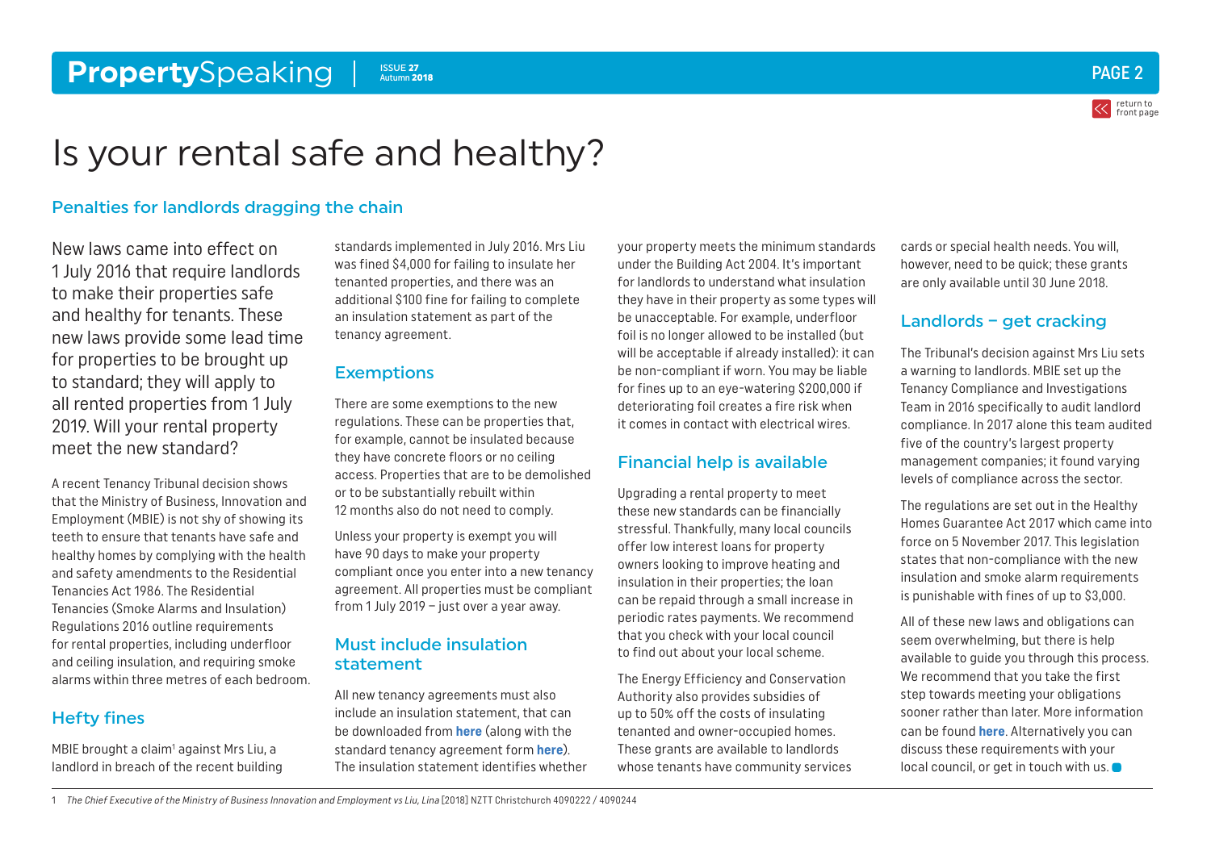# Is your rental safe and healthy?

## Penalties for landlords dragging the chain

New laws came into effect on 1 July 2016 that require landlords to make their properties safe and healthy for tenants. These new laws provide some lead time for properties to be brought up to standard; they will apply to all rented properties from 1 July 2019. Will your rental property meet the new standard?

A recent Tenancy Tribunal decision shows that the Ministry of Business, Innovation and Employment (MBIE) is not shy of showing its teeth to ensure that tenants have safe and healthy homes by complying with the health and safety amendments to the Residential Tenancies Act 1986. The Residential Tenancies (Smoke Alarms and Insulation) Regulations 2016 outline requirements for rental properties, including underfloor and ceiling insulation, and requiring smoke alarms within three metres of each bedroom.

### Hefty fines

MBIE brought a claim[1] against Mrs Liu, a landlord in breach of the recent building standards implemented in July 2016. Mrs Liu was fined $4,000 for failing to insulate her tenanted properties, and there was an additional $100 fine for failing to complete an insulation statement as part of the tenancy agreement.

### Exemptions

There are some exemptions to the new regulations. These can be properties that, for example, cannot be insulated because they have concrete floors or no ceiling access. Properties that are to be demolished or to be substantially rebuilt within 12 months also do not need to comply.

Unless your property is exempt you will have 90 days to make your property compliant once you enter into a new tenancy agreement. All properties must be compliant from 1 July 2019 – just over a year away.

### Must include insulation statement

All new tenancy agreements must also include an insulation statement, that can be downloaded from **here** (along with the standard tenancy agreement form **here**). The insulation statement identifies whether your property meets the minimum standards under the Building Act 2004. It's important for landlords to understand what insulation they have in their property as some types will be unacceptable. For example, underfloor foil is no longer allowed to be installed (but will be acceptable if already installed): it can be non-compliant if worn. You may be liable for fines up to an eye-watering $200,000 if deteriorating foil creates a fire risk when it comes in contact with electrical wires.

### Financial help is available

Upgrading a rental property to meet these new standards can be financially stressful. Thankfully, many local councils offer low interest loans for property owners looking to improve heating and insulation in their properties; the loan can be repaid through a small increase in periodic rates payments. We recommend that you check with your local council to find out about your local scheme.

The Energy Efficiency and Conservation Authority also provides subsidies of up to 50% off the costs of insulating tenanted and owner-occupied homes. These grants are available to landlords whose tenants have community services cards or special health needs. You will, however, need to be quick; these grants are only available until 30 June 2018.

### Landlords – get cracking

The Tribunal's decision against Mrs Liu sets a warning to landlords. MBIE set up the Tenancy Compliance and Investigations Team in 2016 specifically to audit landlord compliance. In 2017 alone this team audited five of the country's largest property management companies; it found varying levels of compliance across the sector.

The regulations are set out in the Healthy Homes Guarantee Act 2017 which came into force on 5 November 2017. This legislation states that non-compliance with the new insulation and smoke alarm requirements is punishable with fines of up to $3,000.

All of these new laws and obligations can seem overwhelming, but there is help available to guide you through this process. We recommend that you take the first step towards meeting your obligations sooner rather than later. More information can be found **here**. Alternatively you can discuss these requirements with your local council, or get in touch with us.

---

1 *The Chief Executive of the Ministry of Business Innovation and Employment vs Liu, Lina* [2018] NZTT Christchurch 4090222 / 4090244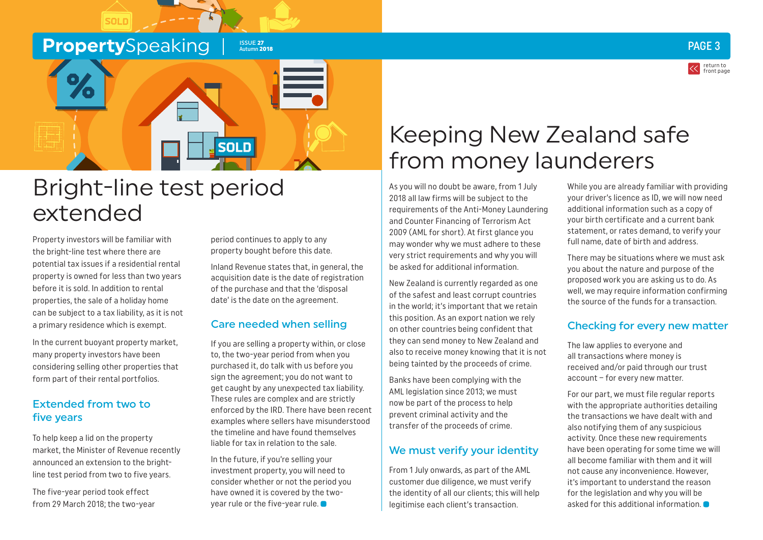# Bright-line test period extended

Property investors will be familiar with the bright-line test where there are potential tax issues if a residential rental property is owned for less than two years before it is sold. In addition to rental properties, the sale of a holiday home can be subject to a tax liability, as it is not a primary residence which is exempt.

In the current buoyant property market, many property investors have been considering selling other properties that form part of their rental portfolios.

## Extended from two to five years

To help keep a lid on the property market, the Minister of Revenue recently announced an extension to the bright-line test period from two to five years.

The five-year period took effect from 29 March 2018; the two-year period continues to apply to any property bought before this date.

Inland Revenue states that, in general, the acquisition date is the date of registration of the purchase and that the 'disposal date' is the date on the agreement.

## Care needed when selling

If you are selling a property within, or close to, the two-year period from when you purchased it, do talk with us before you sign the agreement; you do not want to get caught by any unexpected tax liability. These rules are complex and are strictly enforced by the IRD. There have been recent examples where sellers have misunderstood the timeline and have found themselves liable for tax in relation to the sale.

In the future, if you're selling your investment property, you will need to consider whether or not the period you have owned it is covered by the two-year rule or the five-year rule.

# Keeping New Zealand safe from money launderers

As you will no doubt be aware, from 1 July 2018 all law firms will be subject to the requirements of the Anti-Money Laundering and Counter Financing of Terrorism Act 2009 (AML for short). At first glance you may wonder why we must adhere to these very strict requirements and why you will be asked for additional information.

New Zealand is currently regarded as one of the safest and least corrupt countries in the world; it's important that we retain this position. As an export nation we rely on other countries being confident that they can send money to New Zealand and also to receive money knowing that it is not being tainted by the proceeds of crime.

Banks have been complying with the AML legislation since 2013; we must now be part of the process to help prevent criminal activity and the transfer of the proceeds of crime.

## We must verify your identity

From 1 July onwards, as part of the AML customer due diligence, we must verify the identity of all our clients; this will help legitimise each client's transaction.

While you are already familiar with providing your driver's licence as ID, we will now need additional information such as a copy of your birth certificate and a current bank statement, or rates demand, to verify your full name, date of birth and address.

There may be situations where we must ask you about the nature and purpose of the proposed work you are asking us to do. As well, we may require information confirming the source of the funds for a transaction.

## Checking for every new matter

The law applies to everyone and all transactions where money is received and/or paid through our trust account – for every new matter.

For our part, we must file regular reports with the appropriate authorities detailing the transactions we have dealt with and also notifying them of any suspicious activity. Once these new requirements have been operating for some time we will all become familiar with them and it will not cause any inconvenience. However, it's important to understand the reason for the legislation and why you will be asked for this additional information.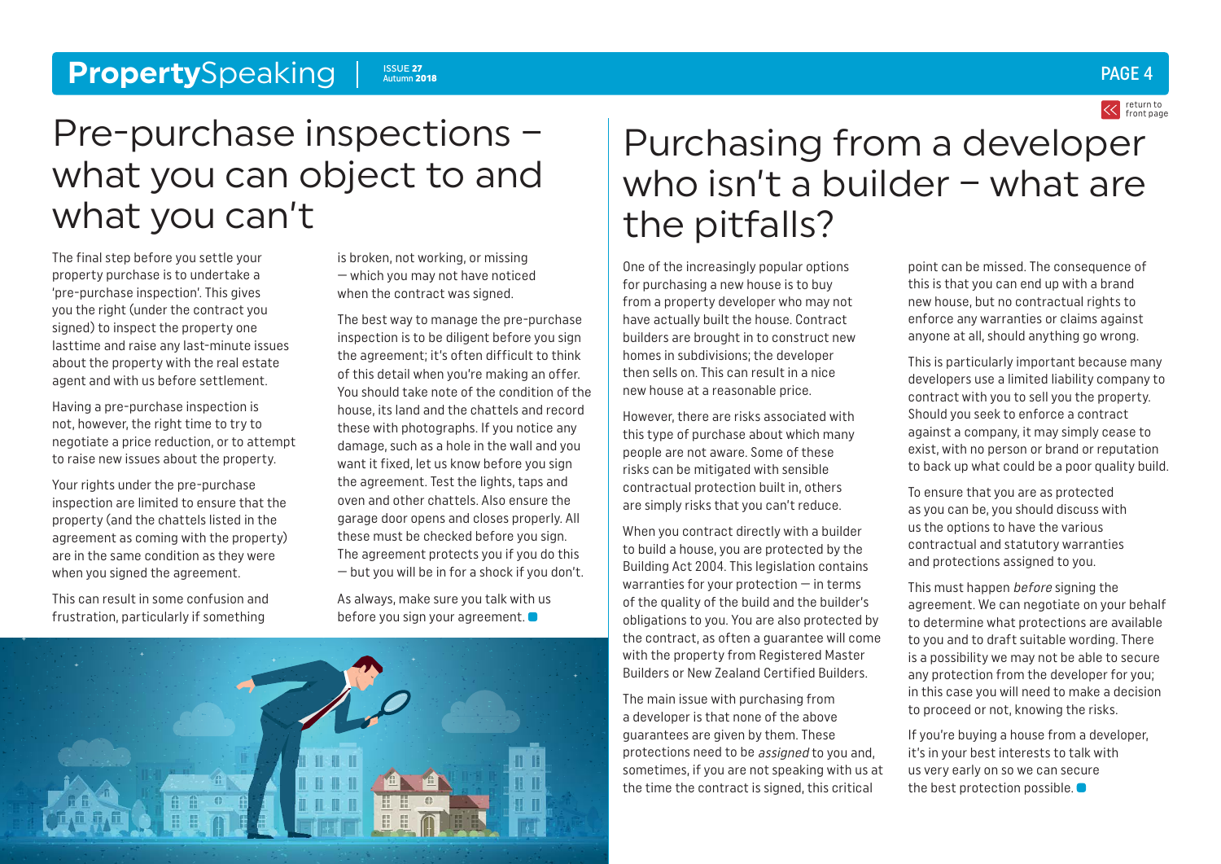# Pre-purchase inspections – what you can object to and what you can't

The final step before you settle your property purchase is to undertake a 'pre-purchase inspection'. This gives you the right (under the contract you signed) to inspect the property one lasttime and raise any last-minute issues about the property with the real estate agent and with us before settlement.

Having a pre-purchase inspection is not, however, the right time to try to negotiate a price reduction, or to attempt to raise new issues about the property.

Your rights under the pre-purchase inspection are limited to ensure that the property (and the chattels listed in the agreement as coming with the property) are in the same condition as they were when you signed the agreement.

This can result in some confusion and frustration, particularly if something is broken, not working, or missing — which you may not have noticed when the contract was signed.

The best way to manage the pre-purchase inspection is to be diligent before you sign the agreement; it's often difficult to think of this detail when you're making an offer. You should take note of the condition of the house, its land and the chattels and record these with photographs. If you notice any damage, such as a hole in the wall and you want it fixed, let us know before you sign the agreement. Test the lights, taps and oven and other chattels. Also ensure the garage door opens and closes properly. All these must be checked before you sign. The agreement protects you if you do this — but you will be in for a shock if you don't.

As always, make sure you talk with us before you sign your agreement.

# Purchasing from a developer who isn't a builder – what are the pitfalls?

One of the increasingly popular options for purchasing a new house is to buy from a property developer who may not have actually built the house. Contract builders are brought in to construct new homes in subdivisions; the developer then sells on. This can result in a nice new house at a reasonable price.

However, there are risks associated with this type of purchase about which many people are not aware. Some of these risks can be mitigated with sensible contractual protection built in, others are simply risks that you can't reduce.

When you contract directly with a builder to build a house, you are protected by the Building Act 2004. This legislation contains warranties for your protection — in terms of the quality of the build and the builder's obligations to you. You are also protected by the contract, as often a guarantee will come with the property from Registered Master Builders or New Zealand Certified Builders.

The main issue with purchasing from a developer is that none of the above guarantees are given by them. These protections need to be *assigned* to you and, sometimes, if you are not speaking with us at the time the contract is signed, this critical point can be missed. The consequence of this is that you can end up with a brand new house, but no contractual rights to enforce any warranties or claims against anyone at all, should anything go wrong.

This is particularly important because many developers use a limited liability company to contract with you to sell you the property. Should you seek to enforce a contract against a company, it may simply cease to exist, with no person or brand or reputation to back up what could be a poor quality build.

To ensure that you are as protected as you can be, you should discuss with us the options to have the various contractual and statutory warranties and protections assigned to you.

This must happen *before* signing the agreement. We can negotiate on your behalf to determine what protections are available to you and to draft suitable wording. There is a possibility we may not be able to secure any protection from the developer for you; in this case you will need to make a decision to proceed or not, knowing the risks.

If you're buying a house from a developer, it's in your best interests to talk with us very early on so we can secure the best protection possible.